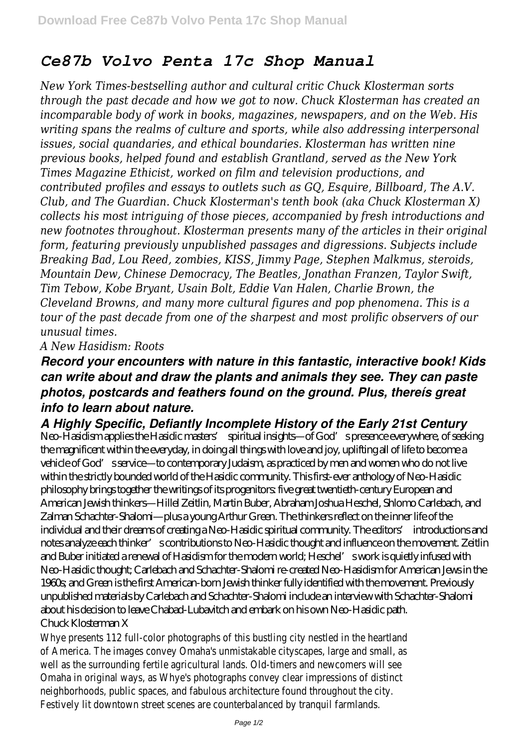# *Ce87b Volvo Penta 17c Shop Manual*

*New York Times-bestselling author and cultural critic Chuck Klosterman sorts through the past decade and how we got to now. Chuck Klosterman has created an incomparable body of work in books, magazines, newspapers, and on the Web. His writing spans the realms of culture and sports, while also addressing interpersonal issues, social quandaries, and ethical boundaries. Klosterman has written nine previous books, helped found and establish Grantland, served as the New York Times Magazine Ethicist, worked on film and television productions, and contributed profiles and essays to outlets such as GQ, Esquire, Billboard, The A.V. Club, and The Guardian. Chuck Klosterman's tenth book (aka Chuck Klosterman X) collects his most intriguing of those pieces, accompanied by fresh introductions and new footnotes throughout. Klosterman presents many of the articles in their original form, featuring previously unpublished passages and digressions. Subjects include Breaking Bad, Lou Reed, zombies, KISS, Jimmy Page, Stephen Malkmus, steroids, Mountain Dew, Chinese Democracy, The Beatles, Jonathan Franzen, Taylor Swift, Tim Tebow, Kobe Bryant, Usain Bolt, Eddie Van Halen, Charlie Brown, the Cleveland Browns, and many more cultural figures and pop phenomena. This is a tour of the past decade from one of the sharpest and most prolific observers of our unusual times.*

*A New Hasidism: Roots*

***Record your encounters with nature in this fantastic, interactive book! Kids can write about and draw the plants and animals they see. They can paste photos, postcards and feathers found on the ground. Plus, thereís great info to learn about nature.***

***A Highly Specific, Defiantly Incomplete History of the Early 21st Century***

Neo-Hasidism applies the Hasidic masters' spiritual insights—of God's presence everywhere, of seeking the magnificent within the everyday, in doing all things with love and joy, uplifting all of life to become a vehicle of God's service—to contemporary Judaism, as practiced by men and women who do not live within the strictly bounded world of the Hasidic community. This first-ever anthology of Neo-Hasidic philosophy brings together the writings of its progenitors: five great twentieth-century European and American Jewish thinkers—Hillel Zeitlin, Martin Buber, Abraham Joshua Heschel, Shlomo Carlebach, and Zalman Schachter-Shalomi—plus a young Arthur Green. The thinkers reflect on the inner life of the individual and their dreams of creating a Neo-Hasidic spiritual community. The editors' introductions and notes analyze each thinker's contributions to Neo-Hasidic thought and influence on the movement. Zeitlin and Buber initiated a renewal of Hasidism for the modern world; Heschel's work is quietly infused with Neo-Hasidic thought; Carlebach and Schachter-Shalomi re-created Neo-Hasidism for American Jews in the 1960s; and Green is the first American-born Jewish thinker fully identified with the movement. Previously unpublished materials by Carlebach and Schachter-Shalomi include an interview with Schachter-Shalomi about his decision to leave Chabad-Lubavitch and embark on his own Neo-Hasidic path.

Chuck Klosterman X

Whye presents 112 full-color photographs of this bustling city nestled in the heartland of America. The images convey Omaha's unmistakable cityscapes, large and small, as well as the surrounding fertile agricultural lands. Old-timers and newcomers will see Omaha in original ways, as Whye's photographs convey clear impressions of distinct neighborhoods, public spaces, and fabulous architecture found throughout the city. Festively lit downtown street scenes are counterbalanced by tranquil farmlands.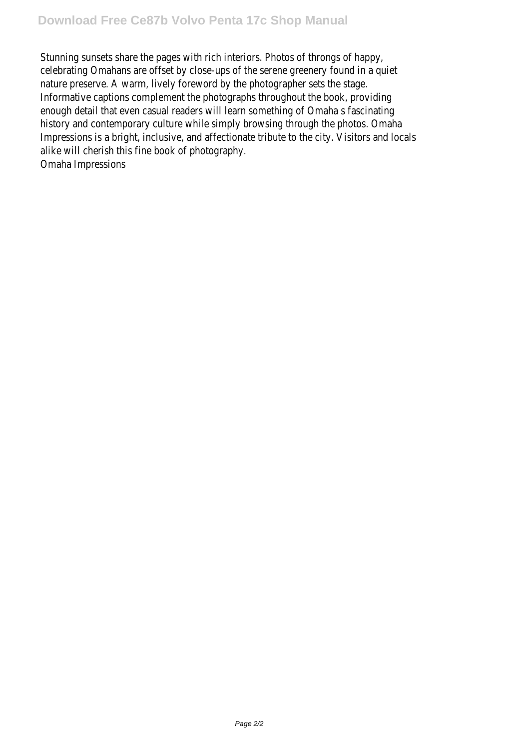Stunning sunsets share the pages with rich interiors. Photos of throngs of happy, celebrating Omahans are offset by close-ups of the serene greenery found in a quiet nature preserve. A warm, lively foreword by the photographer sets the stage. Informative captions complement the photographs throughout the book, providing enough detail that even casual readers will learn something of Omaha s fascinating history and contemporary culture while simply browsing through the photos. Omaha Impressions is a bright, inclusive, and affectionate tribute to the city. Visitors and locals alike will cherish this fine book of photography.

Omaha Impressions